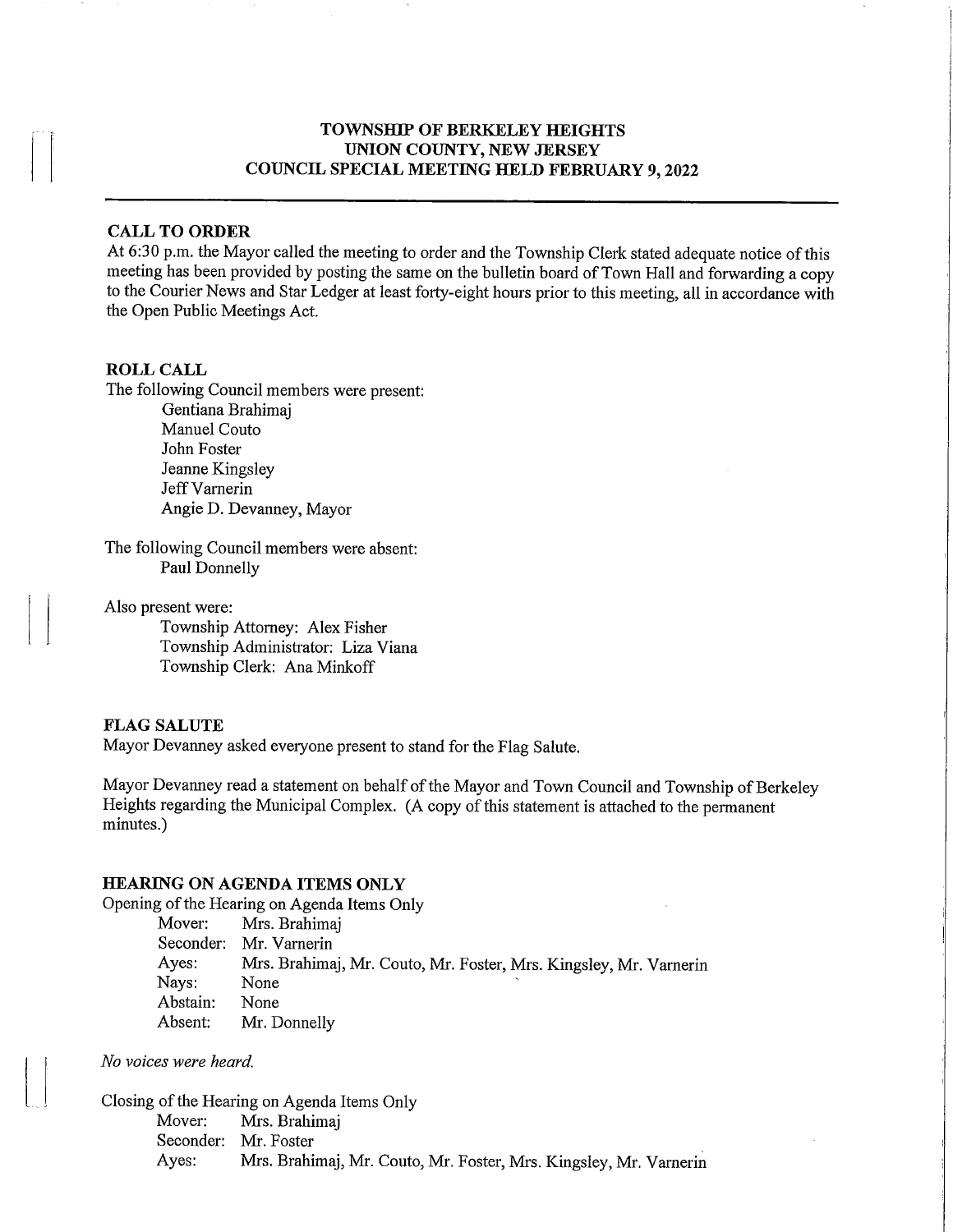# TOWNSHIP OF BERKELEY HEIGHTS
# UNION COUNTY, NEW JERSEY
# COUNCIL SPECIAL MEETING HELD FEBRUARY 9, 2022

---

**CALL TO ORDER**

At 6:30 p.m. the Mayor called the meeting to order and the Township Clerk stated adequate notice of this meeting has been provided by posting the same on the bulletin board of Town Hall and forwarding a copy to the Courier News and Star Ledger at least forty-eight hours prior to this meeting, all in accordance with the Open Public Meetings Act.

**ROLL CALL**

The following Council members were present:

Gentiana Brahimaj
Manuel Couto
John Foster
Jeanne Kingsley
Jeff Varnerin
Angie D. Devanney, Mayor

The following Council members were absent:

Paul Donnelly

Also present were:

Township Attorney: Alex Fisher
Township Administrator: Liza Viana
Township Clerk: Ana Minkoff

**FLAG SALUTE**

Mayor Devanney asked everyone present to stand for the Flag Salute.

Mayor Devanney read a statement on behalf of the Mayor and Town Council and Township of Berkeley Heights regarding the Municipal Complex. (A copy of this statement is attached to the permanent minutes.)

**HEARING ON AGENDA ITEMS ONLY**

Opening of the Hearing on Agenda Items Only

Mover: Mrs. Brahimaj
Seconder: Mr. Varnerin
Ayes: Mrs. Brahimaj, Mr. Couto, Mr. Foster, Mrs. Kingsley, Mr. Varnerin
Nays: None
Abstain: None
Absent: Mr. Donnelly

*No voices were heard.*

Closing of the Hearing on Agenda Items Only

Mover: Mrs. Brahimaj
Seconder: Mr. Foster
Ayes: Mrs. Brahimaj, Mr. Couto, Mr. Foster, Mrs. Kingsley, Mr. Varnerin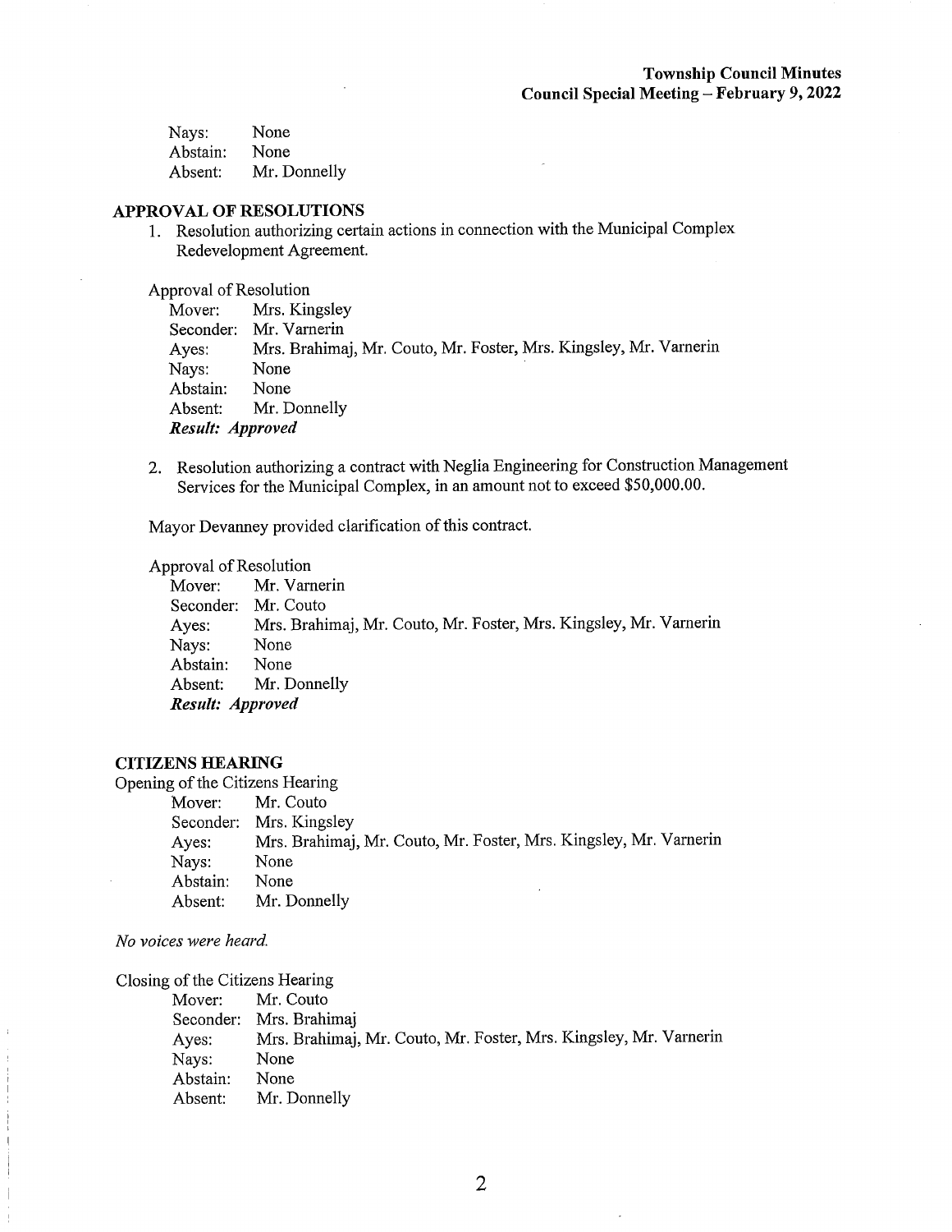Nays: None
Abstain: None
Absent: Mr. Donnelly

## APPROVAL OF RESOLUTIONS

1. Resolution authorizing certain actions in connection with the Municipal Complex Redevelopment Agreement.

Approval of Resolution

Mover: Mrs. Kingsley
Seconder: Mr. Varnerin
Ayes: Mrs. Brahimaj, Mr. Couto, Mr. Foster, Mrs. Kingsley, Mr. Varnerin
Nays: None
Abstain: None
Absent: Mr. Donnelly
***Result: Approved***

2. Resolution authorizing a contract with Neglia Engineering for Construction Management Services for the Municipal Complex, in an amount not to exceed $50,000.00.

Mayor Devanney provided clarification of this contract.

Approval of Resolution

Mover: Mr. Varnerin
Seconder: Mr. Couto
Ayes: Mrs. Brahimaj, Mr. Couto, Mr. Foster, Mrs. Kingsley, Mr. Varnerin
Nays: None
Abstain: None
Absent: Mr. Donnelly
***Result: Approved***

## CITIZENS HEARING

Opening of the Citizens Hearing

Mover: Mr. Couto
Seconder: Mrs. Kingsley
Ayes: Mrs. Brahimaj, Mr. Couto, Mr. Foster, Mrs. Kingsley, Mr. Varnerin
Nays: None
Abstain: None
Absent: Mr. Donnelly

*No voices were heard.*

Closing of the Citizens Hearing

Mover: Mr. Couto
Seconder: Mrs. Brahimaj
Ayes: Mrs. Brahimaj, Mr. Couto, Mr. Foster, Mrs. Kingsley, Mr. Varnerin
Nays: None
Abstain: None
Absent: Mr. Donnelly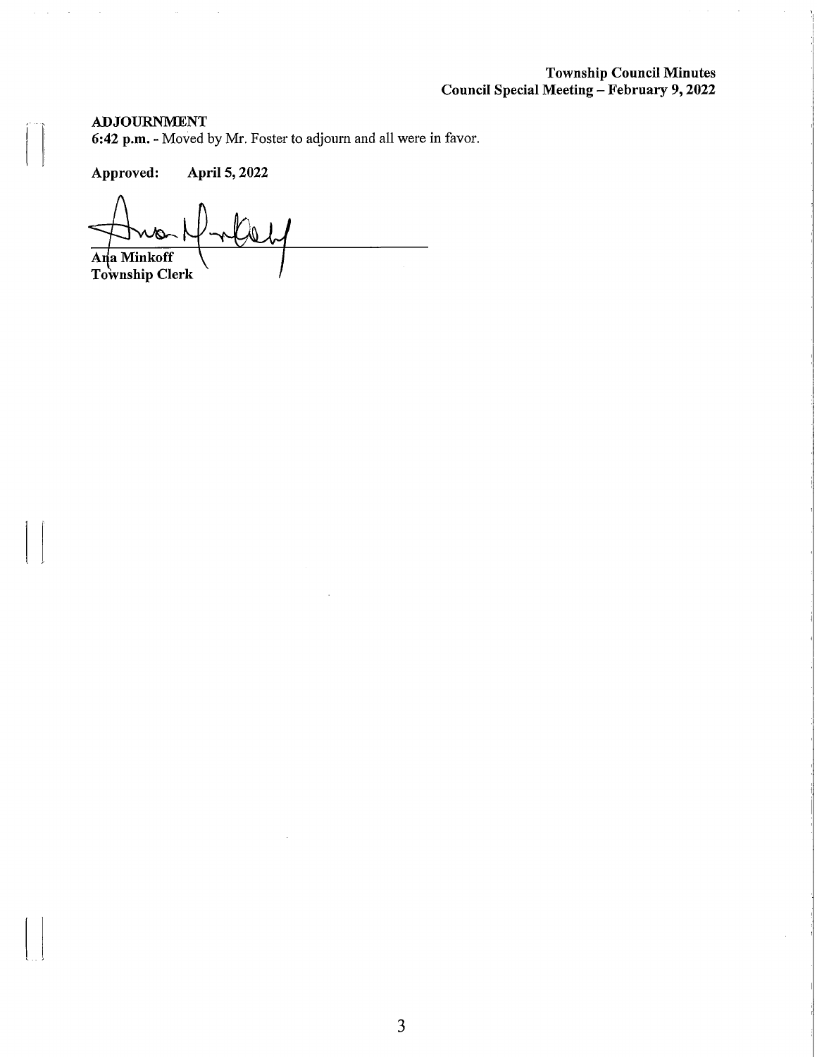**ADJOURNMENT**

**6:42 p.m.** - Moved by Mr. Foster to adjourn and all were in favor.

**Approved: April 5, 2022**

**Ana Minkoff**
**Township Clerk**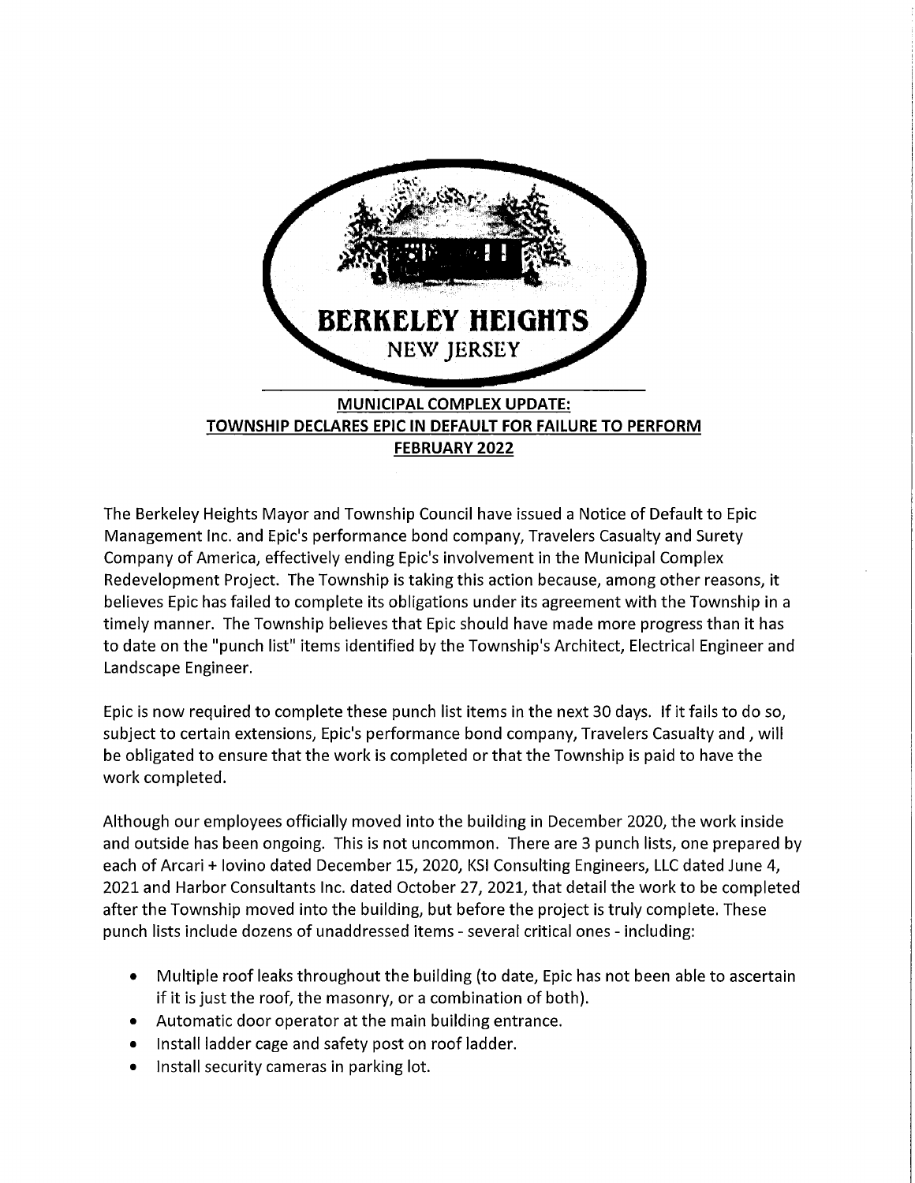**BERKELEY HEIGHTS**
NEW JERSEY

**MUNICIPAL COMPLEX UPDATE:**
**TOWNSHIP DECLARES EPIC IN DEFAULT FOR FAILURE TO PERFORM**
**FEBRUARY 2022**

The Berkeley Heights Mayor and Township Council have issued a Notice of Default to Epic Management Inc. and Epic's performance bond company, Travelers Casualty and Surety Company of America, effectively ending Epic's involvement in the Municipal Complex Redevelopment Project. The Township is taking this action because, among other reasons, it believes Epic has failed to complete its obligations under its agreement with the Township in a timely manner. The Township believes that Epic should have made more progress than it has to date on the "punch list" items identified by the Township's Architect, Electrical Engineer and Landscape Engineer.

Epic is now required to complete these punch list items in the next 30 days. If it fails to do so, subject to certain extensions, Epic's performance bond company, Travelers Casualty and , will be obligated to ensure that the work is completed or that the Township is paid to have the work completed.

Although our employees officially moved into the building in December 2020, the work inside and outside has been ongoing. This is not uncommon. There are 3 punch lists, one prepared by each of Arcari + Iovino dated December 15, 2020, KSI Consulting Engineers, LLC dated June 4, 2021 and Harbor Consultants Inc. dated October 27, 2021, that detail the work to be completed after the Township moved into the building, but before the project is truly complete. These punch lists include dozens of unaddressed items - several critical ones - including:

- Multiple roof leaks throughout the building (to date, Epic has not been able to ascertain if it is just the roof, the masonry, or a combination of both).
- Automatic door operator at the main building entrance.
- Install ladder cage and safety post on roof ladder.
- Install security cameras in parking lot.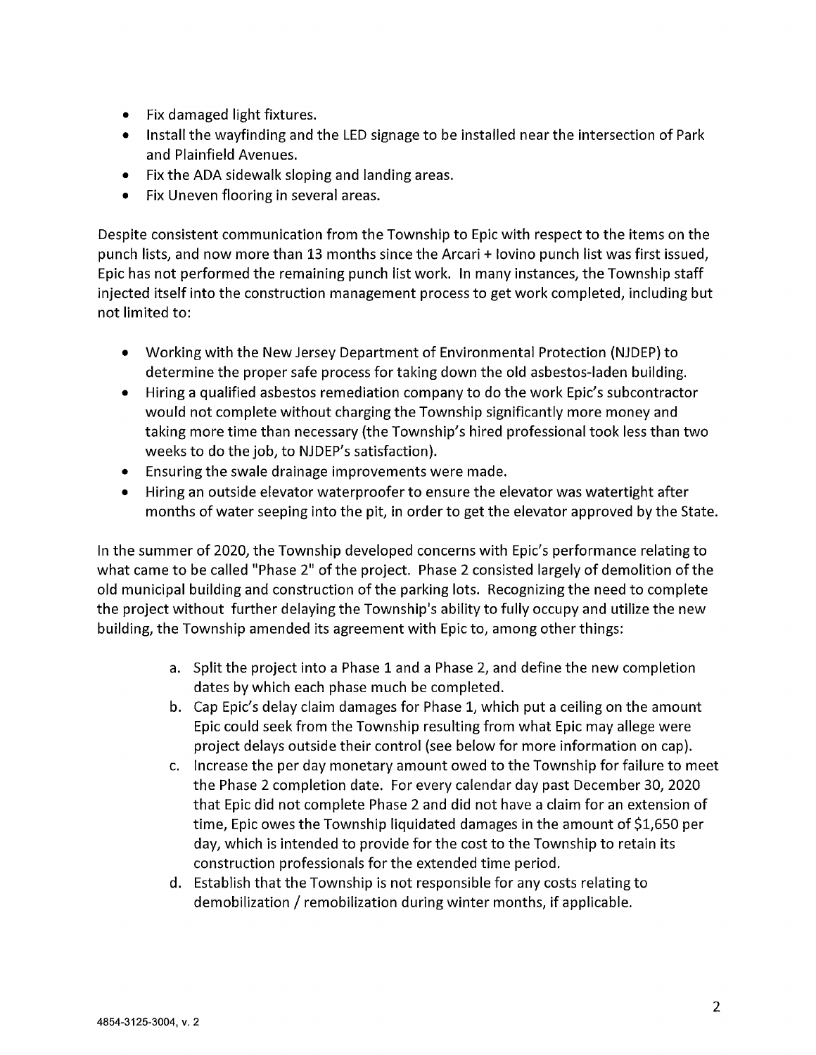- Fix damaged light fixtures.
- Install the wayfinding and the LED signage to be installed near the intersection of Park and Plainfield Avenues.
- Fix the ADA sidewalk sloping and landing areas.
- Fix Uneven flooring in several areas.

Despite consistent communication from the Township to Epic with respect to the items on the punch lists, and now more than 13 months since the Arcari + Iovino punch list was first issued, Epic has not performed the remaining punch list work. In many instances, the Township staff injected itself into the construction management process to get work completed, including but not limited to:

- Working with the New Jersey Department of Environmental Protection (NJDEP) to determine the proper safe process for taking down the old asbestos-laden building.
- Hiring a qualified asbestos remediation company to do the work Epic's subcontractor would not complete without charging the Township significantly more money and taking more time than necessary (the Township's hired professional took less than two weeks to do the job, to NJDEP's satisfaction).
- Ensuring the swale drainage improvements were made.
- Hiring an outside elevator waterproofer to ensure the elevator was watertight after months of water seeping into the pit, in order to get the elevator approved by the State.

In the summer of 2020, the Township developed concerns with Epic's performance relating to what came to be called "Phase 2" of the project. Phase 2 consisted largely of demolition of the old municipal building and construction of the parking lots. Recognizing the need to complete the project without further delaying the Township's ability to fully occupy and utilize the new building, the Township amended its agreement with Epic to, among other things:

a. Split the project into a Phase 1 and a Phase 2, and define the new completion dates by which each phase much be completed.
b. Cap Epic's delay claim damages for Phase 1, which put a ceiling on the amount Epic could seek from the Township resulting from what Epic may allege were project delays outside their control (see below for more information on cap).
c. Increase the per day monetary amount owed to the Township for failure to meet the Phase 2 completion date. For every calendar day past December 30, 2020 that Epic did not complete Phase 2 and did not have a claim for an extension of time, Epic owes the Township liquidated damages in the amount of $1,650 per day, which is intended to provide for the cost to the Township to retain its construction professionals for the extended time period.
d. Establish that the Township is not responsible for any costs relating to demobilization / remobilization during winter months, if applicable.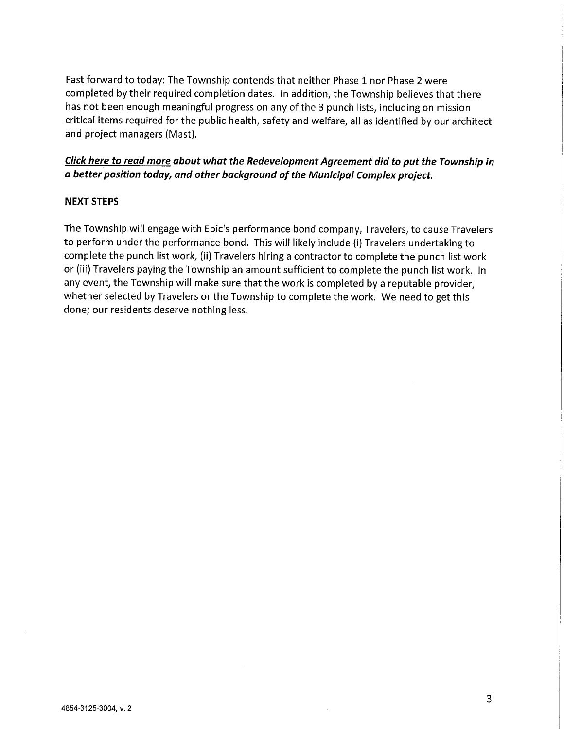Fast forward to today: The Township contends that neither Phase 1 nor Phase 2 were completed by their required completion dates. In addition, the Township believes that there has not been enough meaningful progress on any of the 3 punch lists, including on mission critical items required for the public health, safety and welfare, all as identified by our architect and project managers (Mast).

***Click here to read more about what the Redevelopment Agreement did to put the Township in a better position today, and other background of the Municipal Complex project.***

**NEXT STEPS**

The Township will engage with Epic's performance bond company, Travelers, to cause Travelers to perform under the performance bond. This will likely include (i) Travelers undertaking to complete the punch list work, (ii) Travelers hiring a contractor to complete the punch list work or (iii) Travelers paying the Township an amount sufficient to complete the punch list work. In any event, the Township will make sure that the work is completed by a reputable provider, whether selected by Travelers or the Township to complete the work. We need to get this done; our residents deserve nothing less.

4854-3125-3004, v. 2